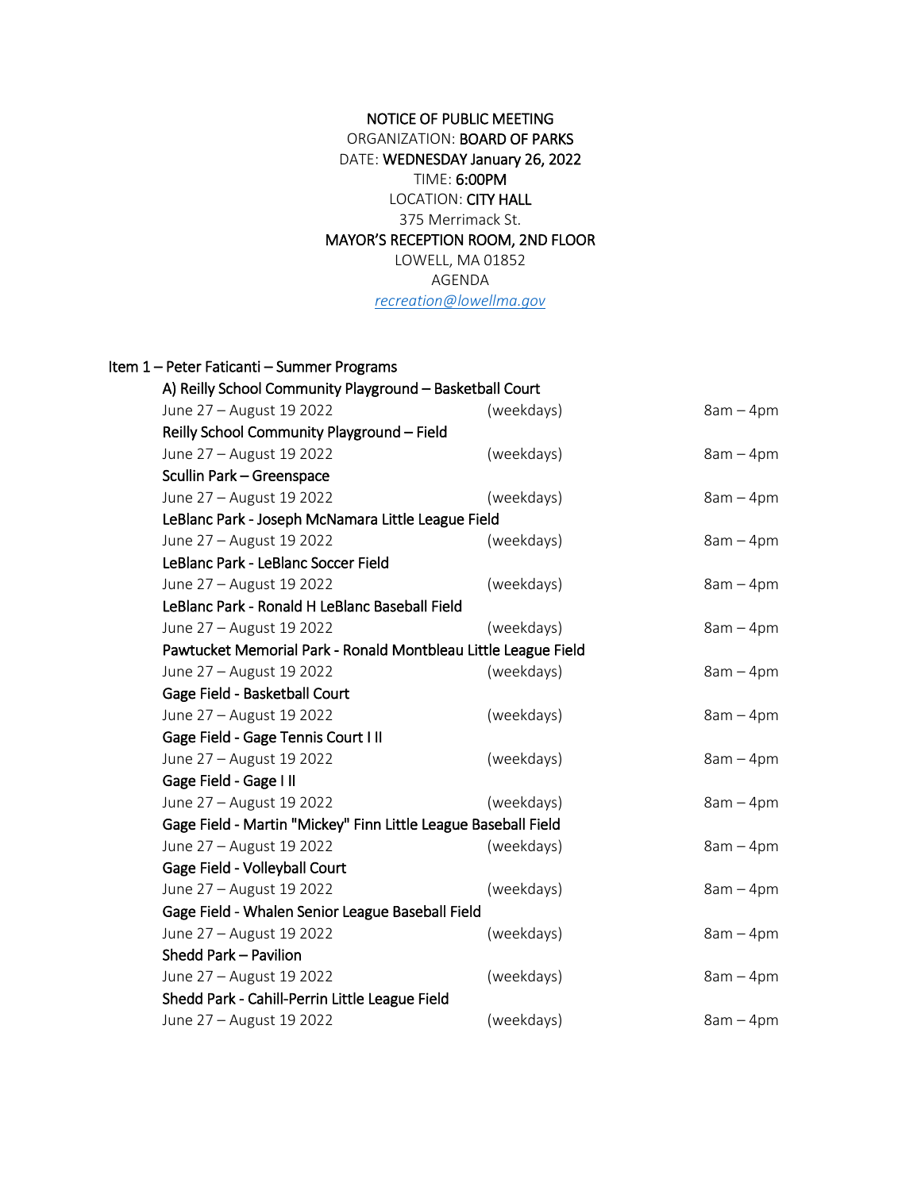NOTICE OF PUBLIC MEETING

ORGANIZATION: **BOARD OF PARKS**

DATE: **WEDNESDAY January 26, 2022**

TIME: **6:00PM**

LOCATION: **CITY HALL**

375 Merrimack St.

**MAYOR'S RECEPTION ROOM, 2ND FLOOR**

LOWELL, MA 01852

AGENDA

*recreation@lowellma.gov*

**Item 1 – Peter Faticanti – Summer Programs**

**A) Reilly School Community Playground – Basketball Court**

June 27 – August 19 2022 (weekdays) 8am – 4pm

**Reilly School Community Playground – Field**

June 27 – August 19 2022 (weekdays) 8am – 4pm

**Scullin Park – Greenspace**

June 27 – August 19 2022 (weekdays) 8am – 4pm

**LeBlanc Park - Joseph McNamara Little League Field**

June 27 – August 19 2022 (weekdays) 8am – 4pm

**LeBlanc Park - LeBlanc Soccer Field**

June 27 – August 19 2022 (weekdays) 8am – 4pm

**LeBlanc Park - Ronald H LeBlanc Baseball Field**

June 27 – August 19 2022 (weekdays) 8am – 4pm

**Pawtucket Memorial Park - Ronald Montbleau Little League Field**

June 27 – August 19 2022 (weekdays) 8am – 4pm

**Gage Field - Basketball Court**

June 27 – August 19 2022 (weekdays) 8am – 4pm

**Gage Field - Gage Tennis Court I II**

June 27 – August 19 2022 (weekdays) 8am – 4pm

**Gage Field - Gage I II**

June 27 – August 19 2022 (weekdays) 8am – 4pm

**Gage Field - Martin "Mickey" Finn Little League Baseball Field**

June 27 – August 19 2022 (weekdays) 8am – 4pm

**Gage Field - Volleyball Court**

June 27 – August 19 2022 (weekdays) 8am – 4pm

**Gage Field - Whalen Senior League Baseball Field**

June 27 – August 19 2022 (weekdays) 8am – 4pm

**Shedd Park – Pavilion**

June 27 – August 19 2022 (weekdays) 8am – 4pm

**Shedd Park - Cahill-Perrin Little League Field**

June 27 – August 19 2022 (weekdays) 8am – 4pm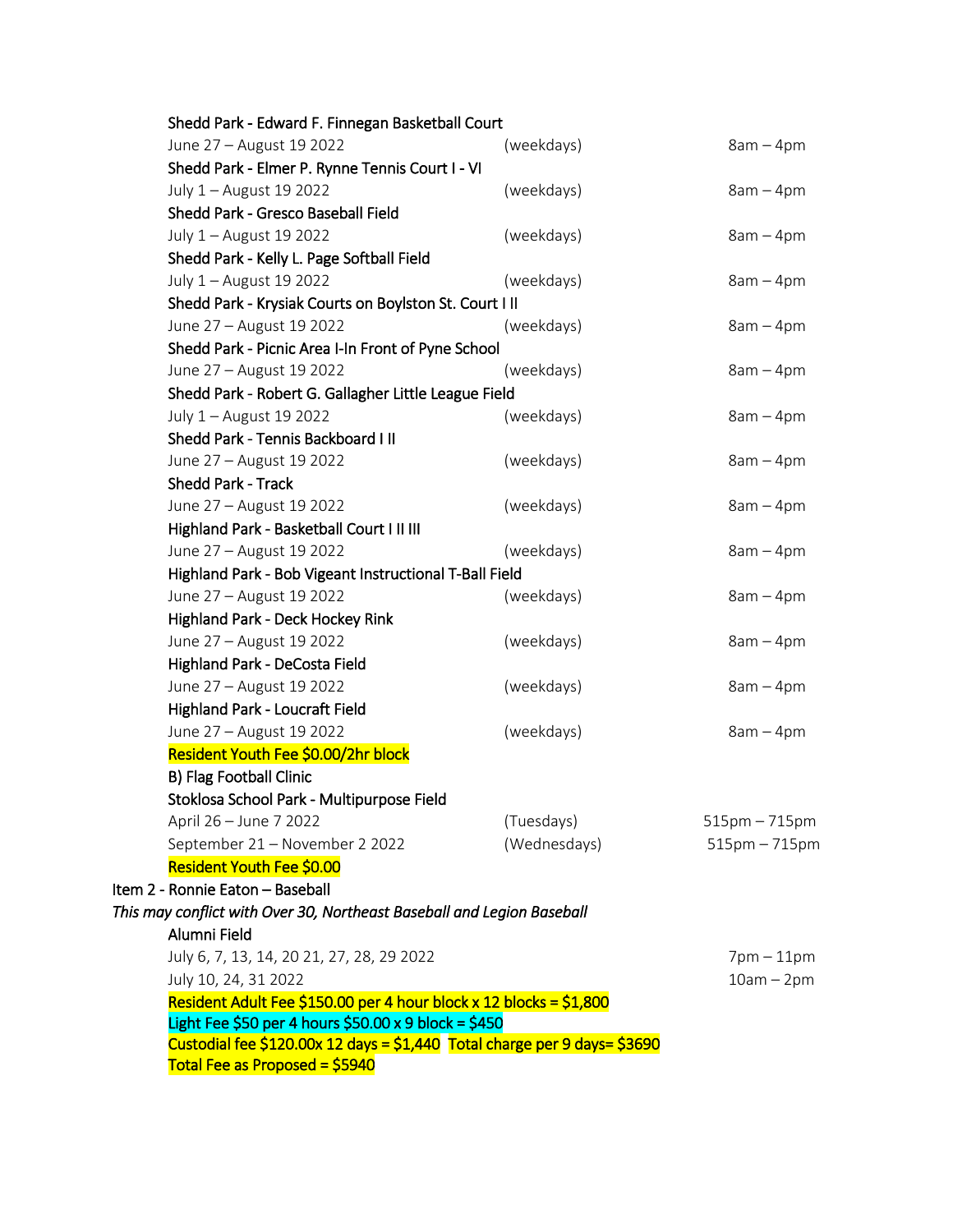Shedd Park - Edward F. Finnegan Basketball Court

| | | |
|---|---|---|
| June 27 – August 19 2022 | (weekdays) | 8am – 4pm |

Shedd Park - Elmer P. Rynne Tennis Court I - VI

| | | |
|---|---|---|
| July 1 – August 19 2022 | (weekdays) | 8am – 4pm |

Shedd Park - Gresco Baseball Field

| | | |
|---|---|---|
| July 1 – August 19 2022 | (weekdays) | 8am – 4pm |

Shedd Park - Kelly L. Page Softball Field

| | | |
|---|---|---|
| July 1 – August 19 2022 | (weekdays) | 8am – 4pm |

Shedd Park - Krysiak Courts on Boylston St. Court I II

| | | |
|---|---|---|
| June 27 – August 19 2022 | (weekdays) | 8am – 4pm |

Shedd Park - Picnic Area I-In Front of Pyne School

| | | |
|---|---|---|
| June 27 – August 19 2022 | (weekdays) | 8am – 4pm |

Shedd Park - Robert G. Gallagher Little League Field

| | | |
|---|---|---|
| July 1 – August 19 2022 | (weekdays) | 8am – 4pm |

Shedd Park - Tennis Backboard I II

| | | |
|---|---|---|
| June 27 – August 19 2022 | (weekdays) | 8am – 4pm |

Shedd Park - Track

| | | |
|---|---|---|
| June 27 – August 19 2022 | (weekdays) | 8am – 4pm |

Highland Park - Basketball Court I II III

| | | |
|---|---|---|
| June 27 – August 19 2022 | (weekdays) | 8am – 4pm |

Highland Park - Bob Vigeant Instructional T-Ball Field

| | | |
|---|---|---|
| June 27 – August 19 2022 | (weekdays) | 8am – 4pm |

Highland Park - Deck Hockey Rink

| | | |
|---|---|---|
| June 27 – August 19 2022 | (weekdays) | 8am – 4pm |

Highland Park - DeCosta Field

| | | |
|---|---|---|
| June 27 – August 19 2022 | (weekdays) | 8am – 4pm |

Highland Park - Loucraft Field

| | | |
|---|---|---|
| June 27 – August 19 2022 | (weekdays) | 8am – 4pm |

Resident Youth Fee $0.00/2hr block

B) Flag Football Clinic

Stoklosa School Park - Multipurpose Field

| | | |
|---|---|---|
| April 26 – June 7 2022 | (Tuesdays) | 515pm – 715pm |
| September 21 – November 2 2022 | (Wednesdays) | 515pm – 715pm |

Resident Youth Fee $0.00

Item 2 - Ronnie Eaton – Baseball

*This may conflict with Over 30, Northeast Baseball and Legion Baseball*

Alumni Field

| | |
|---|---|
| July 6, 7, 13, 14, 20 21, 27, 28, 29 2022 | 7pm – 11pm |
| July 10, 24, 31 2022 | 10am – 2pm |

Resident Adult Fee $150.00 per 4 hour block x 12 blocks = $1,800

Light Fee $50 per 4 hours $50.00 x 9 block = $450

Custodial fee $120.00x 12 days = $1,440 Total charge per 9 days= $3690

Total Fee as Proposed = $5940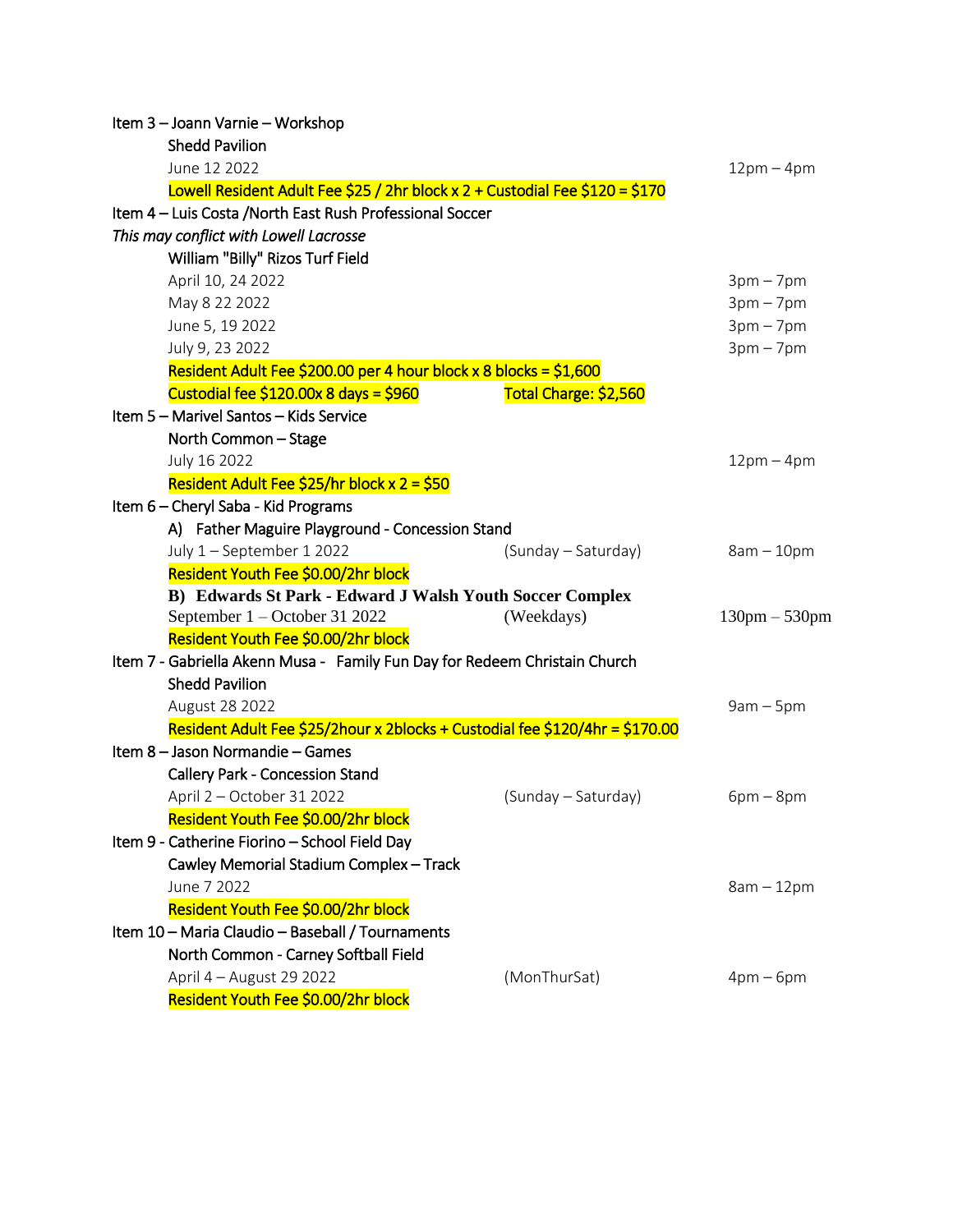Item 3 – Joann Varnie – Workshop

Shedd Pavilion

June 12 2022 — 12pm – 4pm

Lowell Resident Adult Fee $25 / 2hr block x 2 + Custodial Fee $120 = $170

Item 4 – Luis Costa /North East Rush Professional Soccer

*This may conflict with Lowell Lacrosse*

William "Billy" Rizos Turf Field

April 10, 24 2022 — 3pm – 7pm

May 8 22 2022 — 3pm – 7pm

June 5, 19 2022 — 3pm – 7pm

July 9, 23 2022 — 3pm – 7pm

Resident Adult Fee $200.00 per 4 hour block x 8 blocks = $1,600

Custodial fee $120.00x 8 days = $960 — Total Charge: $2,560

Item 5 – Marivel Santos – Kids Service

North Common – Stage

July 16 2022 — 12pm – 4pm

Resident Adult Fee $25/hr block x 2 = $50

Item 6 – Cheryl Saba - Kid Programs

A) Father Maguire Playground - Concession Stand

July 1 – September 1 2022 — (Sunday – Saturday) — 8am – 10pm

Resident Youth Fee $0.00/2hr block

**B) Edwards St Park - Edward J Walsh Youth Soccer Complex**

September 1 – October 31 2022 — (Weekdays) — 130pm – 530pm

Resident Youth Fee $0.00/2hr block

Item 7 - Gabriella Akenn Musa - Family Fun Day for Redeem Christain Church

Shedd Pavilion

August 28 2022 — 9am – 5pm

Resident Adult Fee $25/2hour x 2blocks + Custodial fee $120/4hr = $170.00

Item 8 – Jason Normandie – Games

Callery Park - Concession Stand

April 2 – October 31 2022 — (Sunday – Saturday) — 6pm – 8pm

Resident Youth Fee $0.00/2hr block

Item 9 - Catherine Fiorino – School Field Day

Cawley Memorial Stadium Complex – Track

June 7 2022 — 8am – 12pm

Resident Youth Fee $0.00/2hr block

Item 10 – Maria Claudio – Baseball / Tournaments

North Common - Carney Softball Field

April 4 – August 29 2022 — (MonThurSat) — 4pm – 6pm

Resident Youth Fee $0.00/2hr block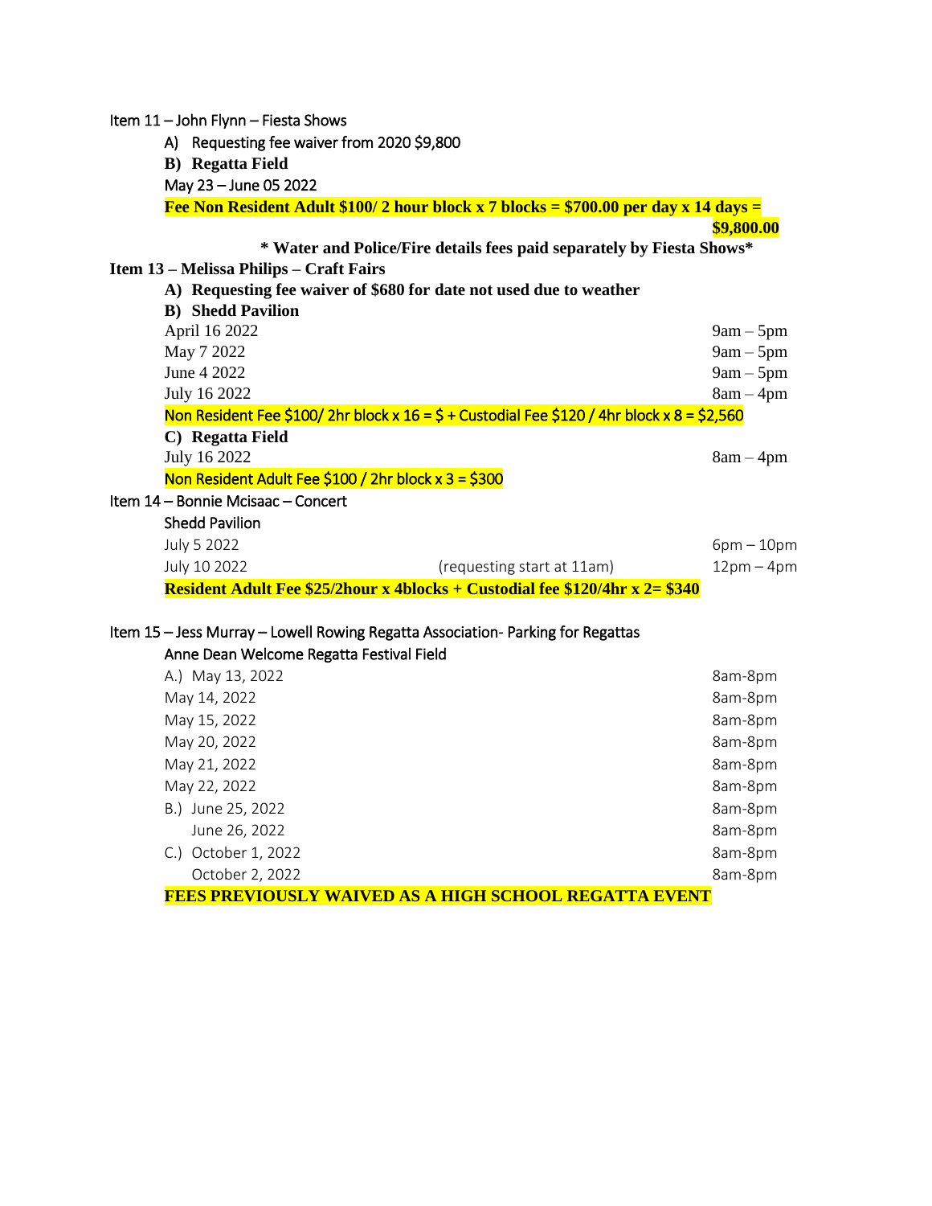Item 11 – John Flynn – Fiesta Shows

A) Requesting fee waiver from 2020 $9,800

**B) Regatta Field**

May 23 – June 05 2022

**Fee Non Resident Adult $100/ 2 hour block x 7 blocks = $700.00 per day x 14 days = $9,800.00**

**\* Water and Police/Fire details fees paid separately by Fiesta Shows\***

**Item 13 – Melissa Philips – Craft Fairs**

**A) Requesting fee waiver of $680 for date not used due to weather**

**B) Shedd Pavilion**

| | |
|---|---|
| April 16 2022 | 9am – 5pm |
| May 7 2022 | 9am – 5pm |
| June 4 2022 | 9am – 5pm |
| July 16 2022 | 8am – 4pm |

Non Resident Fee $100/ 2hr block x 16 = $ + Custodial Fee $120 / 4hr block x 8 = $2,560

**C) Regatta Field**

| | |
|---|---|
| July 16 2022 | 8am – 4pm |

Non Resident Adult Fee $100 / 2hr block x 3 = $300

Item 14 – Bonnie Mcisaac – Concert

Shedd Pavilion

| | | |
|---|---|---|
| July 5 2022 | | 6pm – 10pm |
| July 10 2022 | (requesting start at 11am) | 12pm – 4pm |

**Resident Adult Fee $25/2hour x 4blocks + Custodial fee $120/4hr x 2= $340**

Item 15 – Jess Murray – Lowell Rowing Regatta Association- Parking for Regattas

Anne Dean Welcome Regatta Festival Field

| | |
|---|---|
| A.) May 13, 2022 | 8am-8pm |
| May 14, 2022 | 8am-8pm |
| May 15, 2022 | 8am-8pm |
| May 20, 2022 | 8am-8pm |
| May 21, 2022 | 8am-8pm |
| May 22, 2022 | 8am-8pm |
| B.) June 25, 2022 | 8am-8pm |
| June 26, 2022 | 8am-8pm |
| C.) October 1, 2022 | 8am-8pm |
| October 2, 2022 | 8am-8pm |

**FEES PREVIOUSLY WAIVED AS A HIGH SCHOOL REGATTA EVENT**